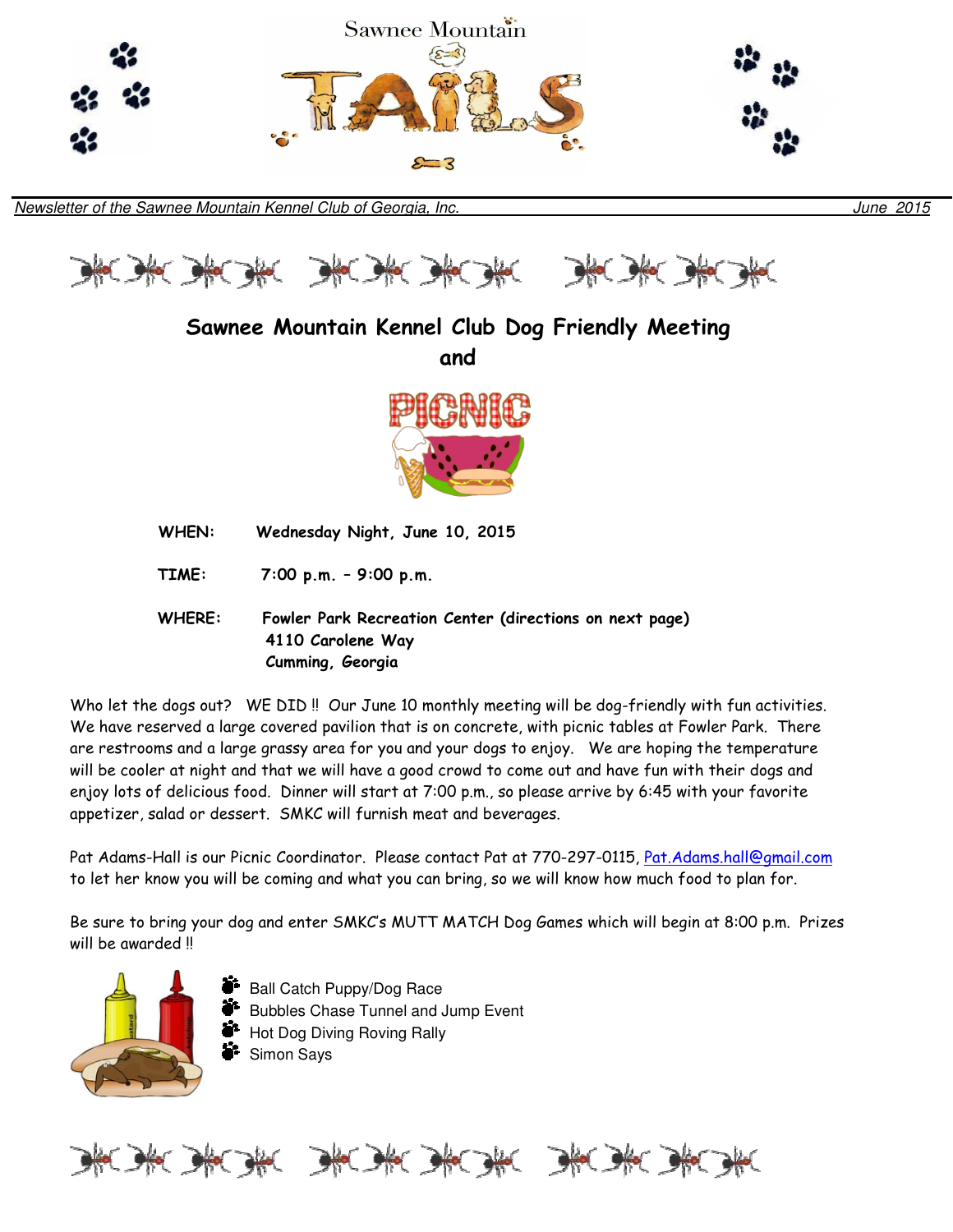# Sawnee Mountain TAILS

*Newsletter of the Sawnee Mountain Kennel Club of Georgia, Inc.* June 2015

## Sawnee Mountain Kennel Club Dog Friendly Meeting and PICNIC

**WHEN:** Wednesday Night, June 10, 2015

**TIME:** 7:00 p.m. – 9:00 p.m.

**WHERE:** Fowler Park Recreation Center (directions on next page)
4110 Carolene Way
Cumming, Georgia

Who let the dogs out? WE DID !! Our June 10 monthly meeting will be dog-friendly with fun activities. We have reserved a large covered pavilion that is on concrete, with picnic tables at Fowler Park. There are restrooms and a large grassy area for you and your dogs to enjoy. We are hoping the temperature will be cooler at night and that we will have a good crowd to come out and have fun with their dogs and enjoy lots of delicious food. Dinner will start at 7:00 p.m., so please arrive by 6:45 with your favorite appetizer, salad or dessert. SMKC will furnish meat and beverages.

Pat Adams-Hall is our Picnic Coordinator. Please contact Pat at 770-297-0115, Pat.Adams.hall@gmail.com to let her know you will be coming and what you can bring, so we will know how much food to plan for.

Be sure to bring your dog and enter SMKC's MUTT MATCH Dog Games which will begin at 8:00 p.m. Prizes will be awarded !!

- Ball Catch Puppy/Dog Race
- Bubbles Chase Tunnel and Jump Event
- Hot Dog Diving Roving Rally
- Simon Says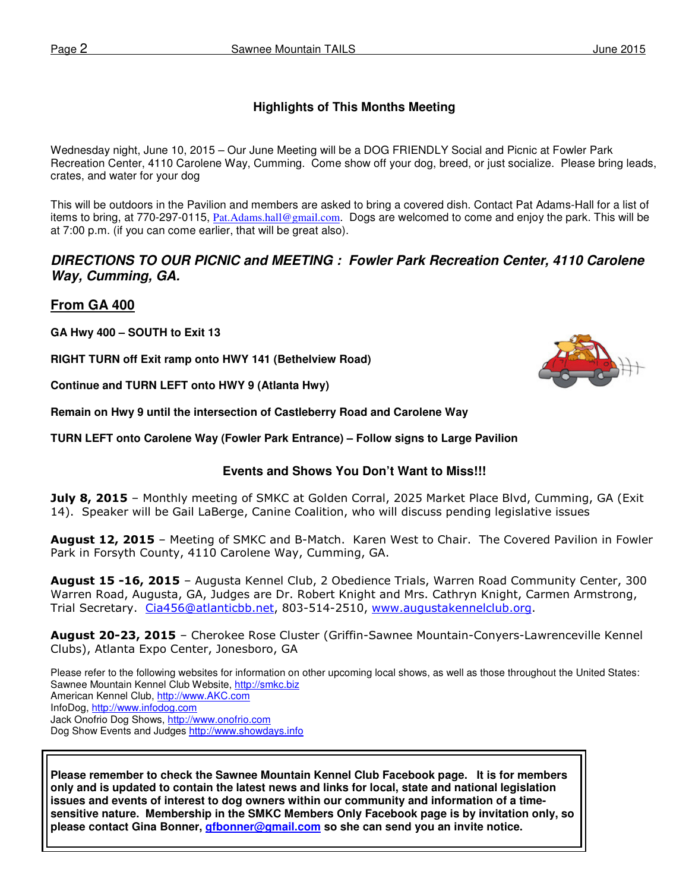### Highlights of This Months Meeting

Wednesday night, June 10, 2015 – Our June Meeting will be a DOG FRIENDLY Social and Picnic at Fowler Park Recreation Center, 4110 Carolene Way, Cumming. Come show off your dog, breed, or just socialize. Please bring leads, crates, and water for your dog

This will be outdoors in the Pavilion and members are asked to bring a covered dish. Contact Pat Adams-Hall for a list of items to bring, at 770-297-0115, Pat.Adams.hall@gmail.com. Dogs are welcomed to come and enjoy the park. This will be at 7:00 p.m. (if you can come earlier, that will be great also).

## *DIRECTIONS TO OUR PICNIC and MEETING : Fowler Park Recreation Center, 4110 Carolene Way, Cumming, GA.*

## From GA 400

**GA Hwy 400 – SOUTH to Exit 13**

**RIGHT TURN off Exit ramp onto HWY 141 (Bethelview Road)**

**Continue and TURN LEFT onto HWY 9 (Atlanta Hwy)**

**Remain on Hwy 9 until the intersection of Castleberry Road and Carolene Way**

**TURN LEFT onto Carolene Way (Fowler Park Entrance) – Follow signs to Large Pavilion**

### Events and Shows You Don't Want to Miss!!!

**July 8, 2015** – Monthly meeting of SMKC at Golden Corral, 2025 Market Place Blvd, Cumming, GA (Exit 14). Speaker will be Gail LaBerge, Canine Coalition, who will discuss pending legislative issues

**August 12, 2015** – Meeting of SMKC and B-Match. Karen West to Chair. The Covered Pavilion in Fowler Park in Forsyth County, 4110 Carolene Way, Cumming, GA.

**August 15 -16, 2015** – Augusta Kennel Club, 2 Obedience Trials, Warren Road Community Center, 300 Warren Road, Augusta, GA, Judges are Dr. Robert Knight and Mrs. Cathryn Knight, Carmen Armstrong, Trial Secretary. Cia456@atlanticbb.net, 803-514-2510, www.augustakennelclub.org.

**August 20-23, 2015** – Cherokee Rose Cluster (Griffin-Sawnee Mountain-Conyers-Lawrenceville Kennel Clubs), Atlanta Expo Center, Jonesboro, GA

Please refer to the following websites for information on other upcoming local shows, as well as those throughout the United States:
Sawnee Mountain Kennel Club Website, http://smkc.biz
American Kennel Club, http://www.AKC.com
InfoDog, http://www.infodog.com
Jack Onofrio Dog Shows, http://www.onofrio.com
Dog Show Events and Judges http://www.showdays.info

**Please remember to check the Sawnee Mountain Kennel Club Facebook page. It is for members only and is updated to contain the latest news and links for local, state and national legislation issues and events of interest to dog owners within our community and information of a time-sensitive nature. Membership in the SMKC Members Only Facebook page is by invitation only, so please contact Gina Bonner, gfbonner@gmail.com so she can send you an invite notice.**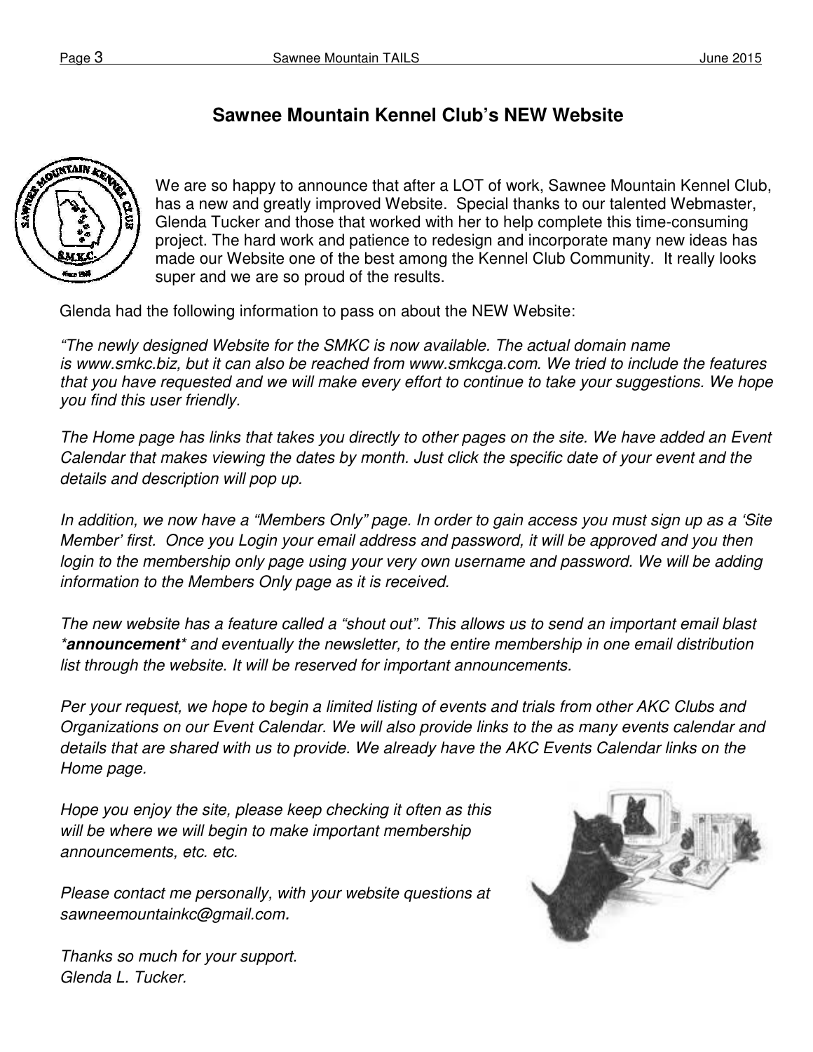## Sawnee Mountain Kennel Club's NEW Website

We are so happy to announce that after a LOT of work, Sawnee Mountain Kennel Club, has a new and greatly improved Website. Special thanks to our talented Webmaster, Glenda Tucker and those that worked with her to help complete this time-consuming project. The hard work and patience to redesign and incorporate many new ideas has made our Website one of the best among the Kennel Club Community. It really looks super and we are so proud of the results.

Glenda had the following information to pass on about the NEW Website:

*"The newly designed Website for the SMKC is now available. The actual domain name is www.smkc.biz, but it can also be reached from www.smkcga.com. We tried to include the features that you have requested and we will make every effort to continue to take your suggestions. We hope you find this user friendly.*

*The Home page has links that takes you directly to other pages on the site. We have added an Event Calendar that makes viewing the dates by month. Just click the specific date of your event and the details and description will pop up.*

*In addition, we now have a "Members Only" page. In order to gain access you must sign up as a 'Site Member' first. Once you Login your email address and password, it will be approved and you then login to the membership only page using your very own username and password. We will be adding information to the Members Only page as it is received.*

*The new website has a feature called a "shout out". This allows us to send an important email blast* ***\*announcement\**** *and eventually the newsletter, to the entire membership in one email distribution list through the website. It will be reserved for important announcements.*

*Per your request, we hope to begin a limited listing of events and trials from other AKC Clubs and Organizations on our Event Calendar. We will also provide links to the as many events calendar and details that are shared with us to provide. We already have the AKC Events Calendar links on the Home page.*

*Hope you enjoy the site, please keep checking it often as this will be where we will begin to make important membership announcements, etc. etc.*

*Please contact me personally, with your website questions at sawneemountainkc@gmail.com.*

*Thanks so much for your support.*
*Glenda L. Tucker.*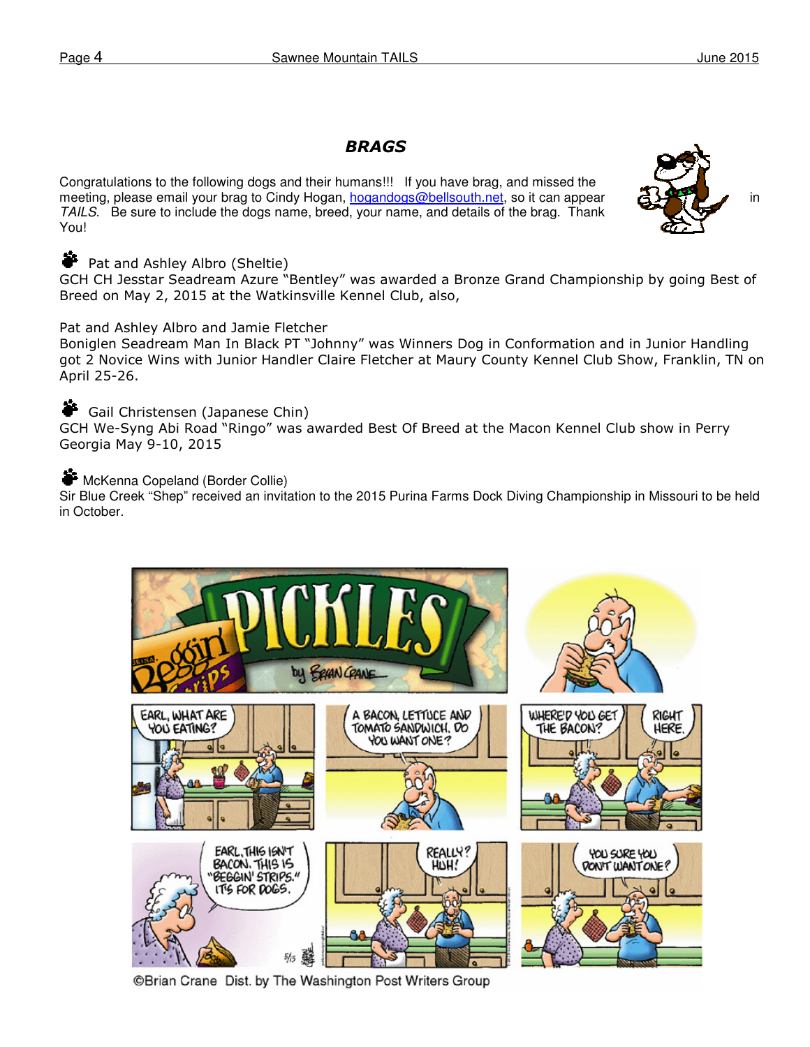## BRAGS

Congratulations to the following dogs and their humans!!! If you have brag, and missed the meeting, please email your brag to Cindy Hogan, hogandogs@bellsouth.net, so it can appear in *TAILS*. Be sure to include the dogs name, breed, your name, and details of the brag. Thank You!

Pat and Ashley Albro (Sheltie)
GCH CH Jesstar Seadream Azure "Bentley" was awarded a Bronze Grand Championship by going Best of Breed on May 2, 2015 at the Watkinsville Kennel Club, also,

Pat and Ashley Albro and Jamie Fletcher
Boniglen Seadream Man In Black PT "Johnny" was Winners Dog in Conformation and in Junior Handling got 2 Novice Wins with Junior Handler Claire Fletcher at Maury County Kennel Club Show, Franklin, TN on April 25-26.

Gail Christensen (Japanese Chin)
GCH We-Syng Abi Road "Ringo" was awarded Best Of Breed at the Macon Kennel Club show in Perry Georgia May 9-10, 2015

McKenna Copeland (Border Collie)
Sir Blue Creek "Shep" received an invitation to the 2015 Purina Farms Dock Diving Championship in Missouri to be held in October.

©Brian Crane Dist. by The Washington Post Writers Group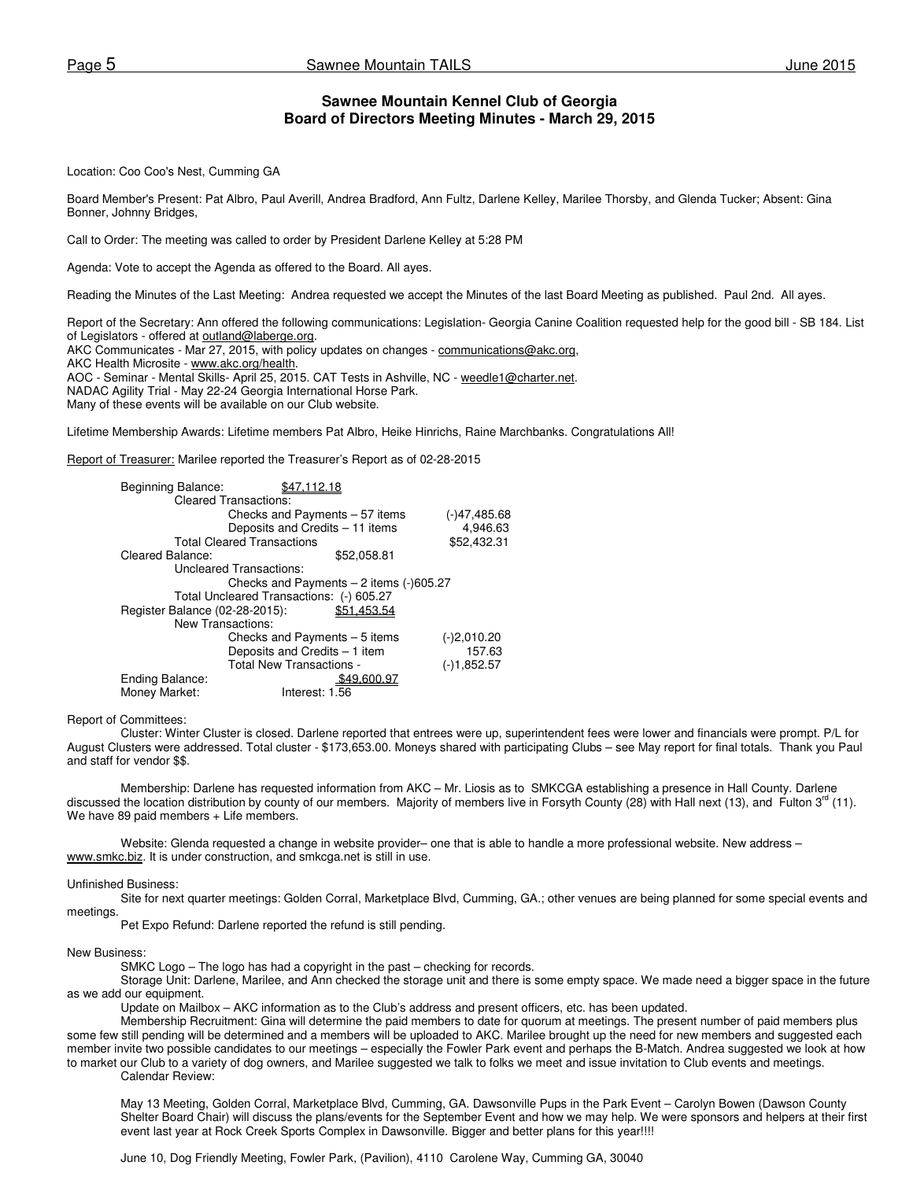## Sawnee Mountain Kennel Club of Georgia
## Board of Directors Meeting Minutes - March 29, 2015

Location: Coo Coo's Nest, Cumming GA

Board Member's Present: Pat Albro, Paul Averill, Andrea Bradford, Ann Fultz, Darlene Kelley, Marilee Thorsby, and Glenda Tucker; Absent: Gina Bonner, Johnny Bridges,

Call to Order: The meeting was called to order by President Darlene Kelley at 5:28 PM

Agenda: Vote to accept the Agenda as offered to the Board. All ayes.

Reading the Minutes of the Last Meeting: Andrea requested we accept the Minutes of the last Board Meeting as published. Paul 2nd. All ayes.

Report of the Secretary: Ann offered the following communications: Legislation- Georgia Canine Coalition requested help for the good bill - SB 184. List of Legislators - offered at outland@laberge.org.
AKC Communicates - Mar 27, 2015, with policy updates on changes - communications@akc.org,
AKC Health Microsite - www.akc.org/health.
AOC - Seminar - Mental Skills- April 25, 2015. CAT Tests in Ashville, NC - weedle1@charter.net.
NADAC Agility Trial - May 22-24 Georgia International Horse Park.
Many of these events will be available on our Club website.

Lifetime Membership Awards: Lifetime members Pat Albro, Heike Hinrichs, Raine Marchbanks. Congratulations All!

Report of Treasurer: Marilee reported the Treasurer's Report as of 02-28-2015

| | | |
|---|---|---|
| Beginning Balance: | $47,112.18 | |
| Cleared Transactions: | | |
| Checks and Payments – 57 items | | (-)47,485.68 |
| Deposits and Credits – 11 items | | 4,946.63 |
| Total Cleared Transactions | | $52,432.31 |
| Cleared Balance: | $52,058.81 | |
| Uncleared Transactions: | | |
| Checks and Payments – 2 items (-)605.27 | | |
| Total Uncleared Transactions: (-) 605.27 | | |
| Register Balance (02-28-2015): | $51,453.54 | |
| New Transactions: | | |
| Checks and Payments – 5 items | | (-)2,010.20 |
| Deposits and Credits – 1 item | | 157.63 |
| Total New Transactions - | | (-)1,852.57 |
| Ending Balance: | $49,600.97 | |
| Money Market: | Interest: 1.56 | |

Report of Committees:

Cluster: Winter Cluster is closed. Darlene reported that entrees were up, superintendent fees were lower and financials were prompt. P/L for August Clusters were addressed. Total cluster - $173,653.00. Moneys shared with participating Clubs – see May report for final totals. Thank you Paul and staff for vendor $$.

Membership: Darlene has requested information from AKC – Mr. Liosis as to SMKCGA establishing a presence in Hall County. Darlene discussed the location distribution by county of our members. Majority of members live in Forsyth County (28) with Hall next (13), and Fulton 3rd (11). We have 89 paid members + Life members.

Website: Glenda requested a change in website provider– one that is able to handle a more professional website. New address – www.smkc.biz. It is under construction, and smkcga.net is still in use.

Unfinished Business:

Site for next quarter meetings: Golden Corral, Marketplace Blvd, Cumming, GA.; other venues are being planned for some special events and meetings.

Pet Expo Refund: Darlene reported the refund is still pending.

New Business:

SMKC Logo – The logo has had a copyright in the past – checking for records.

Storage Unit: Darlene, Marilee, and Ann checked the storage unit and there is some empty space. We made need a bigger space in the future as we add our equipment.

Update on Mailbox – AKC information as to the Club's address and present officers, etc. has been updated.

Membership Recruitment: Gina will determine the paid members to date for quorum at meetings. The present number of paid members plus some few still pending will be determined and a members will be uploaded to AKC. Marilee brought up the need for new members and suggested each member invite two possible candidates to our meetings – especially the Fowler Park event and perhaps the B-Match. Andrea suggested we look at how to market our Club to a variety of dog owners, and Marilee suggested we talk to folks we meet and issue invitation to Club events and meetings.

Calendar Review:

May 13 Meeting, Golden Corral, Marketplace Blvd, Cumming, GA. Dawsonville Pups in the Park Event – Carolyn Bowen (Dawson County Shelter Board Chair) will discuss the plans/events for the September Event and how we may help. We were sponsors and helpers at their first event last year at Rock Creek Sports Complex in Dawsonville. Bigger and better plans for this year!!!!

June 10, Dog Friendly Meeting, Fowler Park, (Pavilion), 4110 Carolene Way, Cumming GA, 30040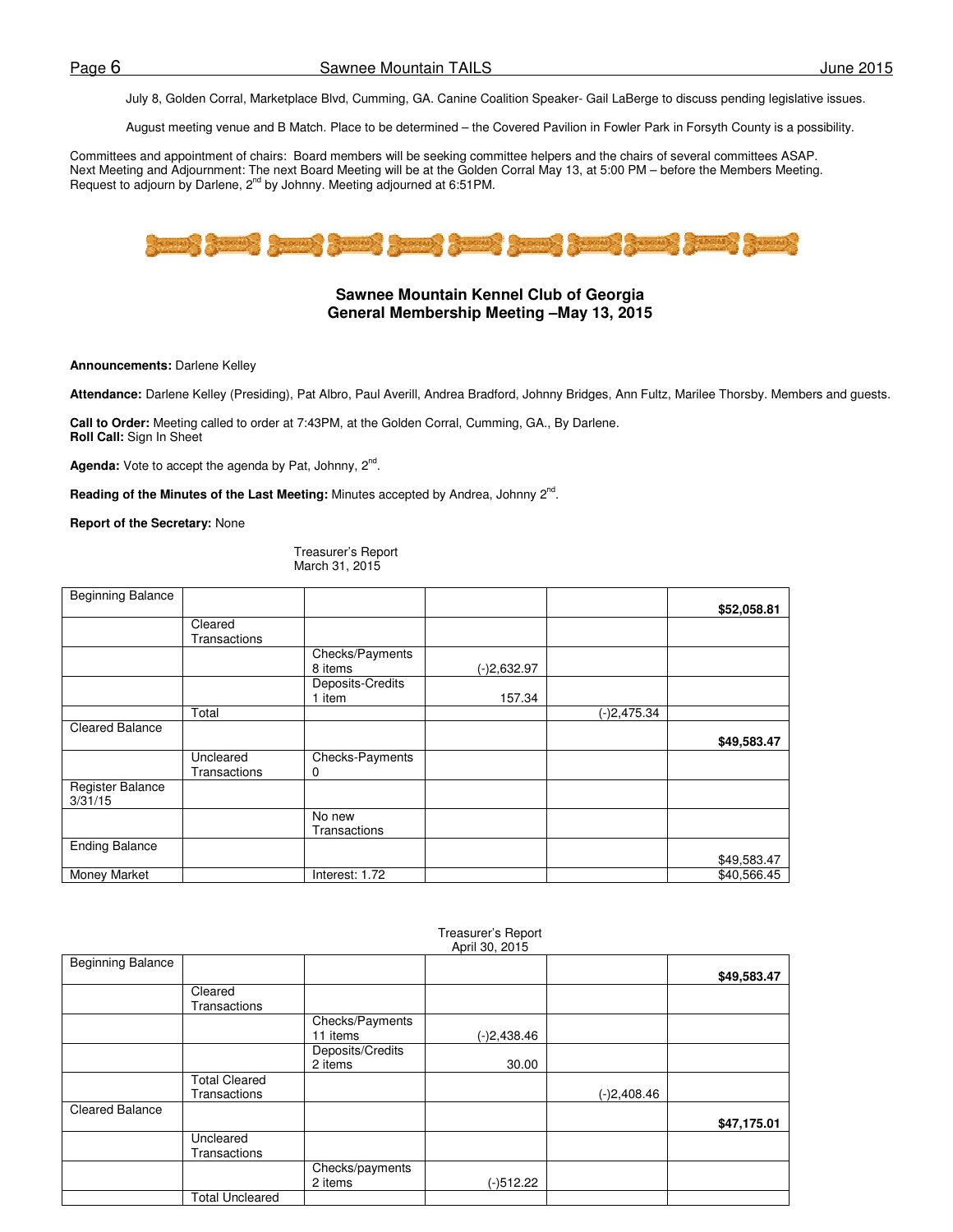July 8, Golden Corral, Marketplace Blvd, Cumming, GA. Canine Coalition Speaker- Gail LaBerge to discuss pending legislative issues.

August meeting venue and B Match. Place to be determined – the Covered Pavilion in Fowler Park in Forsyth County is a possibility.

Committees and appointment of chairs: Board members will be seeking committee helpers and the chairs of several committees ASAP. Next Meeting and Adjournment: The next Board Meeting will be at the Golden Corral May 13, at 5:00 PM – before the Members Meeting. Request to adjourn by Darlene, 2nd by Johnny. Meeting adjourned at 6:51PM.

## Sawnee Mountain Kennel Club of Georgia
## General Membership Meeting –May 13, 2015

**Announcements:** Darlene Kelley

**Attendance:** Darlene Kelley (Presiding), Pat Albro, Paul Averill, Andrea Bradford, Johnny Bridges, Ann Fultz, Marilee Thorsby. Members and guests.

**Call to Order:** Meeting called to order at 7:43PM, at the Golden Corral, Cumming, GA., By Darlene.
**Roll Call:** Sign In Sheet

**Agenda:** Vote to accept the agenda by Pat, Johnny, 2nd.

**Reading of the Minutes of the Last Meeting:** Minutes accepted by Andrea, Johnny 2nd.

**Report of the Secretary:** None

Treasurer's Report
March 31, 2015

| | | | | | |
|---|---|---|---|---|---|
| Beginning Balance | | | | | **$52,058.81** |
| | Cleared Transactions | | | | |
| | | Checks/Payments 8 items | (-)2,632.97 | | |
| | | Deposits-Credits 1 item | 157.34 | | |
| | Total | | | (-)2,475.34 | |
| Cleared Balance | | | | | **$49,583.47** |
| | Uncleared Transactions | Checks-Payments 0 | | | |
| Register Balance 3/31/15 | | | | | |
| | | No new Transactions | | | |
| Ending Balance | | | | | $49,583.47 |
| Money Market | | Interest: 1.72 | | | $40,566.45 |

Treasurer's Report
April 30, 2015

| | | | | | |
|---|---|---|---|---|---|
| Beginning Balance | | | | | **$49,583.47** |
| | Cleared Transactions | | | | |
| | | Checks/Payments 11 items | (-)2,438.46 | | |
| | | Deposits/Credits 2 items | 30.00 | | |
| | Total Cleared Transactions | | | (-)2,408.46 | |
| Cleared Balance | | | | | **$47,175.01** |
| | Uncleared Transactions | | | | |
| | | Checks/payments 2 items | (-)512.22 | | |
| | Total Uncleared | | | | |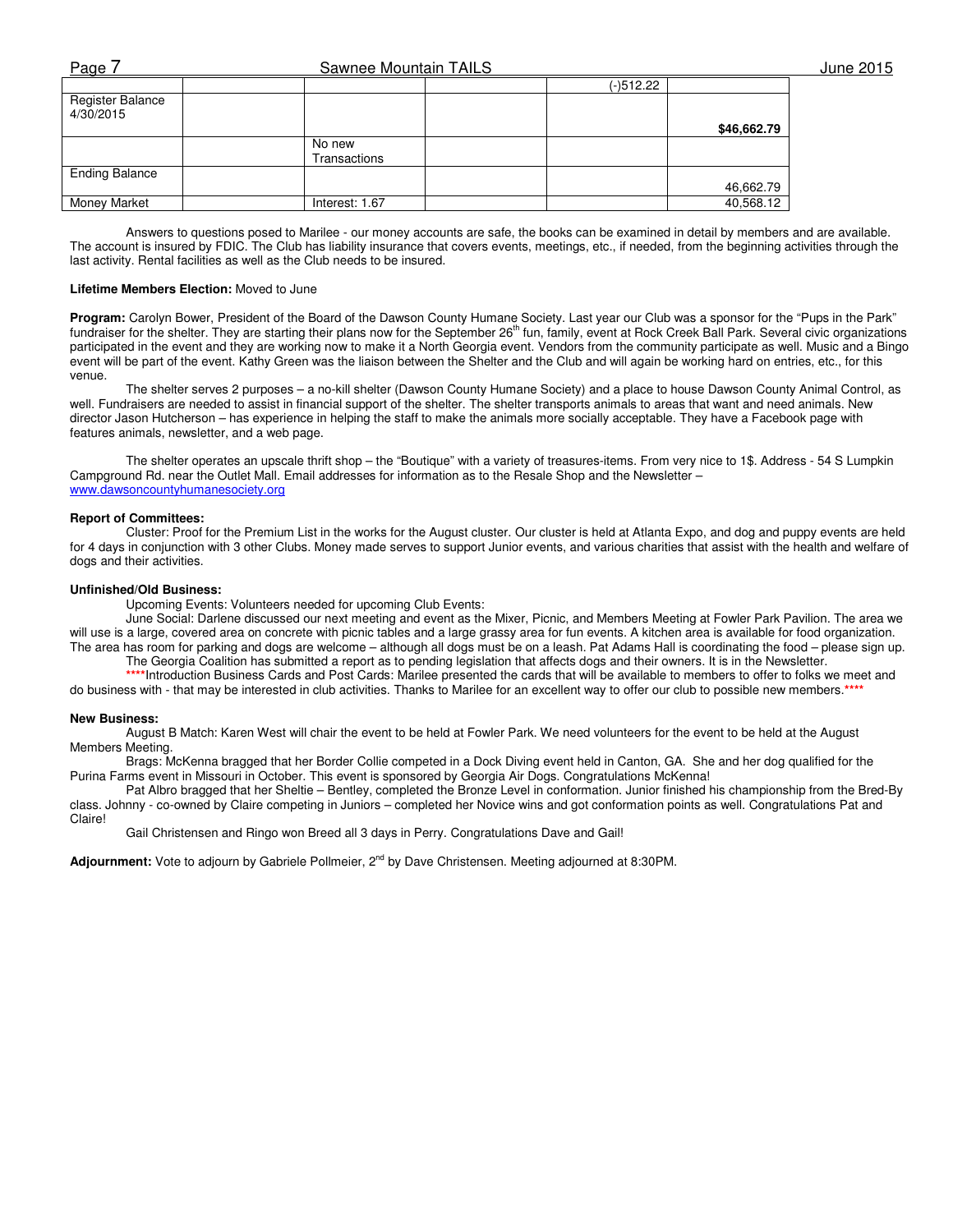| | | | | | |
|---|---|---|---|---|---|
| | | | | (-)512.22 | |
| Register Balance 4/30/2015 | | | | | **$46,662.79** |
| | | No new Transactions | | | |
| Ending Balance | | | | | 46,662.79 |
| Money Market | | Interest: 1.67 | | | 40,568.12 |

Answers to questions posed to Marilee - our money accounts are safe, the books can be examined in detail by members and are available. The account is insured by FDIC. The Club has liability insurance that covers events, meetings, etc., if needed, from the beginning activities through the last activity. Rental facilities as well as the Club needs to be insured.

**Lifetime Members Election:** Moved to June

**Program:** Carolyn Bower, President of the Board of the Dawson County Humane Society. Last year our Club was a sponsor for the "Pups in the Park" fundraiser for the shelter. They are starting their plans now for the September 26th fun, family, event at Rock Creek Ball Park. Several civic organizations participated in the event and they are working now to make it a North Georgia event. Vendors from the community participate as well. Music and a Bingo event will be part of the event. Kathy Green was the liaison between the Shelter and the Club and will again be working hard on entries, etc., for this venue.

The shelter serves 2 purposes – a no-kill shelter (Dawson County Humane Society) and a place to house Dawson County Animal Control, as well. Fundraisers are needed to assist in financial support of the shelter. The shelter transports animals to areas that want and need animals. New director Jason Hutcherson – has experience in helping the staff to make the animals more socially acceptable. They have a Facebook page with features animals, newsletter, and a web page.

The shelter operates an upscale thrift shop – the "Boutique" with a variety of treasures-items. From very nice to 1$. Address - 54 S Lumpkin Campground Rd. near the Outlet Mall. Email addresses for information as to the Resale Shop and the Newsletter – www.dawsoncountyhumanesociety.org

**Report of Committees:**

Cluster: Proof for the Premium List in the works for the August cluster. Our cluster is held at Atlanta Expo, and dog and puppy events are held for 4 days in conjunction with 3 other Clubs. Money made serves to support Junior events, and various charities that assist with the health and welfare of dogs and their activities.

**Unfinished/Old Business:**

Upcoming Events: Volunteers needed for upcoming Club Events:

June Social: Darlene discussed our next meeting and event as the Mixer, Picnic, and Members Meeting at Fowler Park Pavilion. The area we will use is a large, covered area on concrete with picnic tables and a large grassy area for fun events. A kitchen area is available for food organization. The area has room for parking and dogs are welcome – although all dogs must be on a leash. Pat Adams Hall is coordinating the food – please sign up.

The Georgia Coalition has submitted a report as to pending legislation that affects dogs and their owners. It is in the Newsletter.

****Introduction Business Cards and Post Cards: Marilee presented the cards that will be available to members to offer to folks we meet and do business with - that may be interested in club activities. Thanks to Marilee for an excellent way to offer our club to possible new members.****

**New Business:**

August B Match: Karen West will chair the event to be held at Fowler Park. We need volunteers for the event to be held at the August Members Meeting.

Brags: McKenna bragged that her Border Collie competed in a Dock Diving event held in Canton, GA. She and her dog qualified for the Purina Farms event in Missouri in October. This event is sponsored by Georgia Air Dogs. Congratulations McKenna!

Pat Albro bragged that her Sheltie – Bentley, completed the Bronze Level in conformation. Junior finished his championship from the Bred-By class. Johnny - co-owned by Claire competing in Juniors – completed her Novice wins and got conformation points as well. Congratulations Pat and Claire!

Gail Christensen and Ringo won Breed all 3 days in Perry. Congratulations Dave and Gail!

**Adjournment:** Vote to adjourn by Gabriele Pollmeier, 2nd by Dave Christensen. Meeting adjourned at 8:30PM.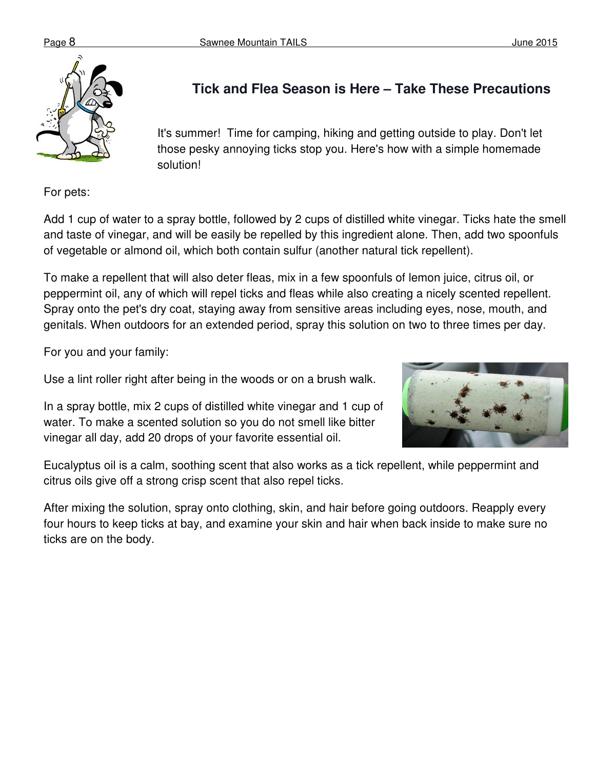## Tick and Flea Season is Here – Take These Precautions

It's summer! Time for camping, hiking and getting outside to play. Don't let those pesky annoying ticks stop you. Here's how with a simple homemade solution!

For pets:

Add 1 cup of water to a spray bottle, followed by 2 cups of distilled white vinegar. Ticks hate the smell and taste of vinegar, and will be easily be repelled by this ingredient alone. Then, add two spoonfuls of vegetable or almond oil, which both contain sulfur (another natural tick repellent).

To make a repellent that will also deter fleas, mix in a few spoonfuls of lemon juice, citrus oil, or peppermint oil, any of which will repel ticks and fleas while also creating a nicely scented repellent. Spray onto the pet's dry coat, staying away from sensitive areas including eyes, nose, mouth, and genitals. When outdoors for an extended period, spray this solution on two to three times per day.

For you and your family:

Use a lint roller right after being in the woods or on a brush walk.

In a spray bottle, mix 2 cups of distilled white vinegar and 1 cup of water. To make a scented solution so you do not smell like bitter vinegar all day, add 20 drops of your favorite essential oil.

Eucalyptus oil is a calm, soothing scent that also works as a tick repellent, while peppermint and citrus oils give off a strong crisp scent that also repel ticks.

After mixing the solution, spray onto clothing, skin, and hair before going outdoors. Reapply every four hours to keep ticks at bay, and examine your skin and hair when back inside to make sure no ticks are on the body.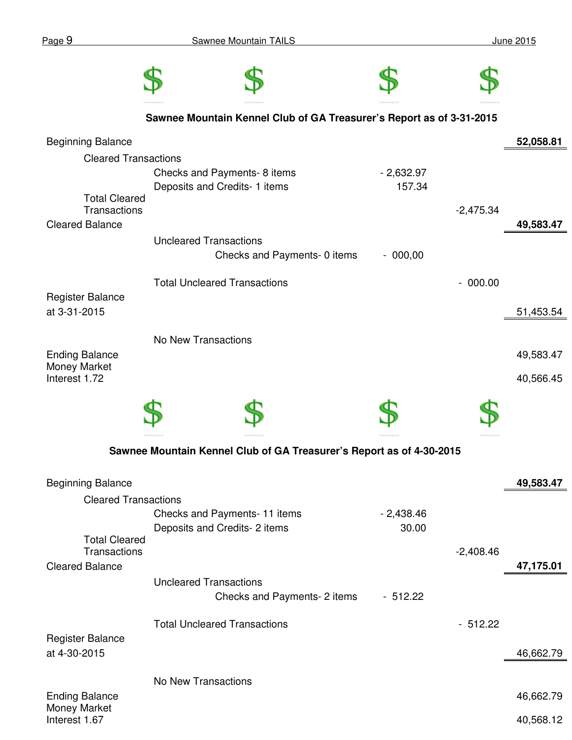## Sawnee Mountain Kennel Club of GA Treasurer's Report as of 3-31-2015

| | | | | |
|---|---|---|---|---|
| Beginning Balance | | | | **52,058.81** |
| Cleared Transactions | | | | |
| | Checks and Payments- 8 items | - 2,632.97 | | |
| | Deposits and Credits- 1 items | 157.34 | | |
| Total Cleared Transactions | | | -2,475.34 | |
| Cleared Balance | | | | **49,583.47** |
| | Uncleared Transactions | | | |
| | Checks and Payments- 0 items | - 000,00 | | |
| | Total Uncleared Transactions | | - 000.00 | |
| Register Balance at 3-31-2015 | | | | 51,453.54 |
| | No New Transactions | | | |
| Ending Balance | | | | 49,583.47 |
| Money Market Interest 1.72 | | | | 40,566.45 |

## Sawnee Mountain Kennel Club of GA Treasurer's Report as of 4-30-2015

| | | | | |
|---|---|---|---|---|
| Beginning Balance | | | | **49,583.47** |
| Cleared Transactions | | | | |
| | Checks and Payments- 11 items | - 2,438.46 | | |
| | Deposits and Credits- 2 items | 30.00 | | |
| Total Cleared Transactions | | | -2,408.46 | |
| Cleared Balance | | | | **47,175.01** |
| | Uncleared Transactions | | | |
| | Checks and Payments- 2 items | - 512.22 | | |
| | Total Uncleared Transactions | | - 512.22 | |
| Register Balance at 4-30-2015 | | | | 46,662.79 |
| | No New Transactions | | | |
| Ending Balance | | | | 46,662.79 |
| Money Market Interest 1.67 | | | | 40,568.12 |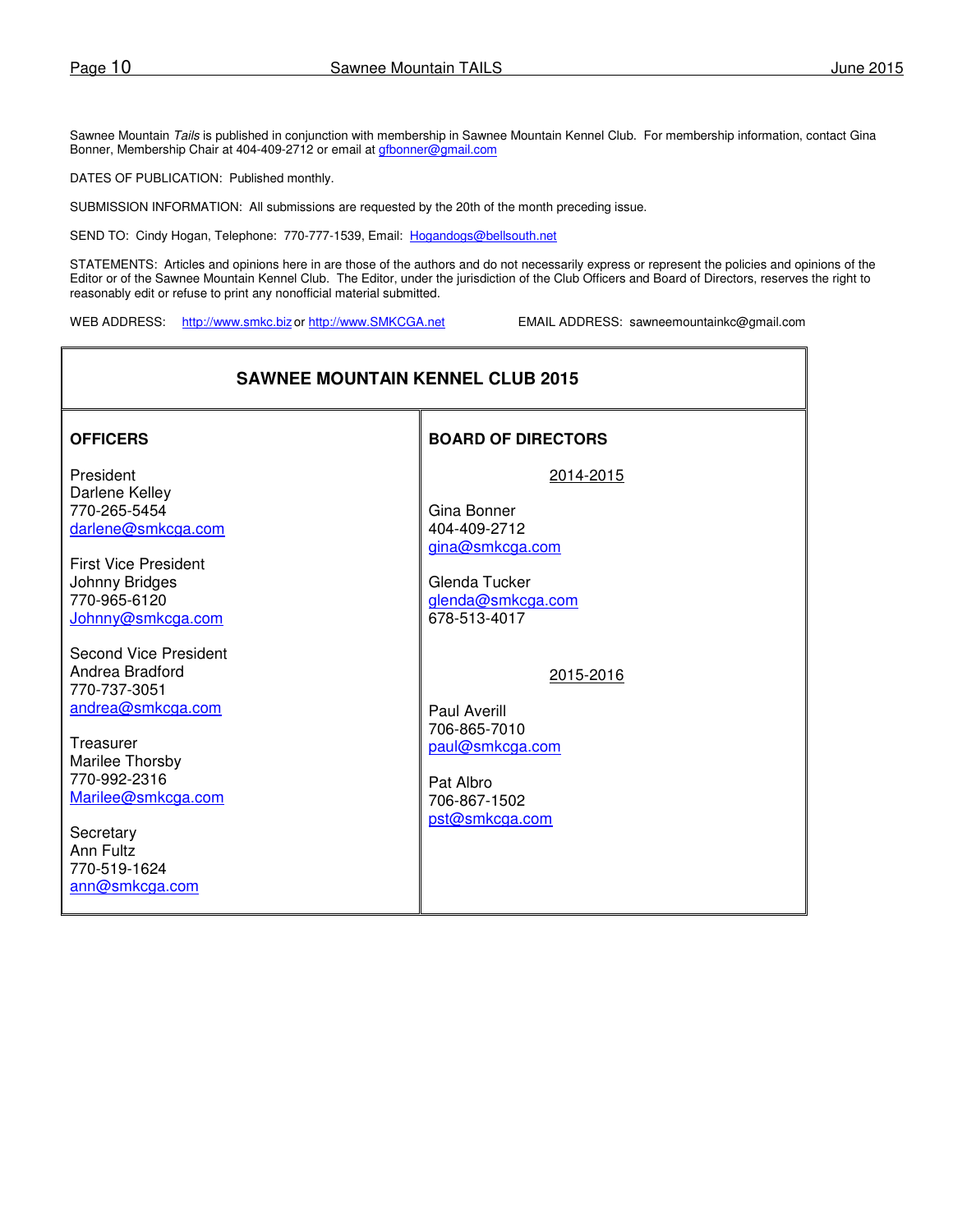Sawnee Mountain *Tails* is published in conjunction with membership in Sawnee Mountain Kennel Club. For membership information, contact Gina Bonner, Membership Chair at 404-409-2712 or email at gfbonner@gmail.com

DATES OF PUBLICATION: Published monthly.

SUBMISSION INFORMATION: All submissions are requested by the 20th of the month preceding issue.

SEND TO: Cindy Hogan, Telephone: 770-777-1539, Email: Hogandogs@bellsouth.net

STATEMENTS: Articles and opinions here in are those of the authors and do not necessarily express or represent the policies and opinions of the Editor or of the Sawnee Mountain Kennel Club. The Editor, under the jurisdiction of the Club Officers and Board of Directors, reserves the right to reasonably edit or refuse to print any nonofficial material submitted.

WEB ADDRESS: http://www.smkc.biz or http://www.SMKCGA.net EMAIL ADDRESS: sawneemountainkc@gmail.com

## SAWNEE MOUNTAIN KENNEL CLUB 2015

### OFFICERS

President
Darlene Kelley
770-265-5454
darlene@smkcga.com

First Vice President
Johnny Bridges
770-965-6120
Johnny@smkcga.com

Second Vice President
Andrea Bradford
770-737-3051
andrea@smkcga.com

Treasurer
Marilee Thorsby
770-992-2316
Marilee@smkcga.com

Secretary
Ann Fultz
770-519-1624
ann@smkcga.com

### BOARD OF DIRECTORS

2014-2015

Gina Bonner
404-409-2712
gina@smkcga.com

Glenda Tucker
glenda@smkcga.com
678-513-4017

2015-2016

Paul Averill
706-865-7010
paul@smkcga.com

Pat Albro
706-867-1502
pst@smkcga.com